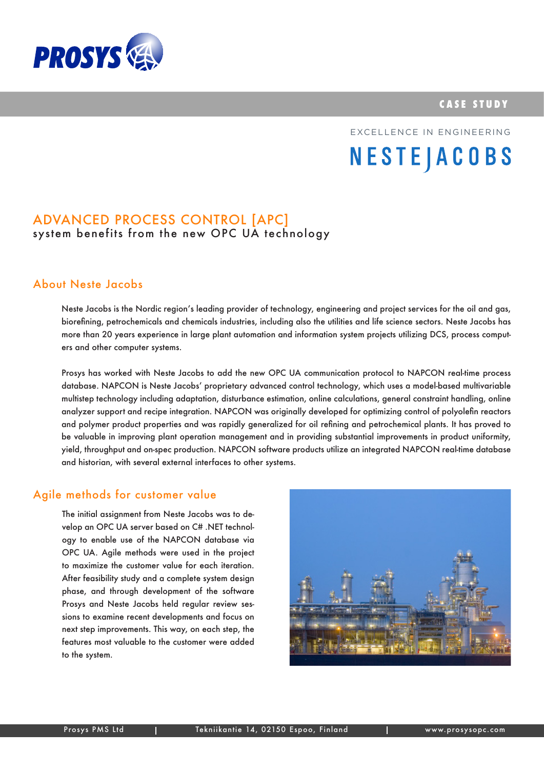CASE STUDY

EXCELLENCE IN ENGINEERING

NESTEJACOBS

# ADVANCED PROCESS CONTROL [APC]

system benefits from the new OPC UA technology

## About Neste Jacobs

Neste Jacobs is the Nordic region's leading provider of technology, engineering and project services for the oil and gas, biorefining, petrochemicals and chemicals industries, including also the utilities and life science sectors. Neste Jacobs has more than 20 years experience in large plant automation and information system projects utilizing DCS, process computers and other computer systems.

Prosys has worked with Neste Jacobs to add the new OPC UA communication protocol to NAPCON real-time process database. NAPCON is Neste Jacobs' proprietary advanced control technology, which uses a model-based multivariable multistep technology including adaptation, disturbance estimation, online calculations, general constraint handling, online analyzer support and recipe integration. NAPCON was originally developed for optimizing control of polyolefin reactors and polymer product properties and was rapidly generalized for oil refining and petrochemical plants. It has proved to be valuable in improving plant operation management and in providing substantial improvements in product uniformity, yield, throughput and on-spec production. NAPCON software products utilize an integrated NAPCON real-time database and historian, with several external interfaces to other systems.

## Agile methods for customer value

The initial assignment from Neste Jacobs was to develop an OPC UA server based on C# .NET technology to enable use of the NAPCON database via OPC UA. Agile methods were used in the project to maximize the customer value for each iteration. After feasibility study and a complete system design phase, and through development of the software Prosys and Neste Jacobs held regular review sessions to examine recent developments and focus on next step improvements. This way, on each step, the features most valuable to the customer were added to the system.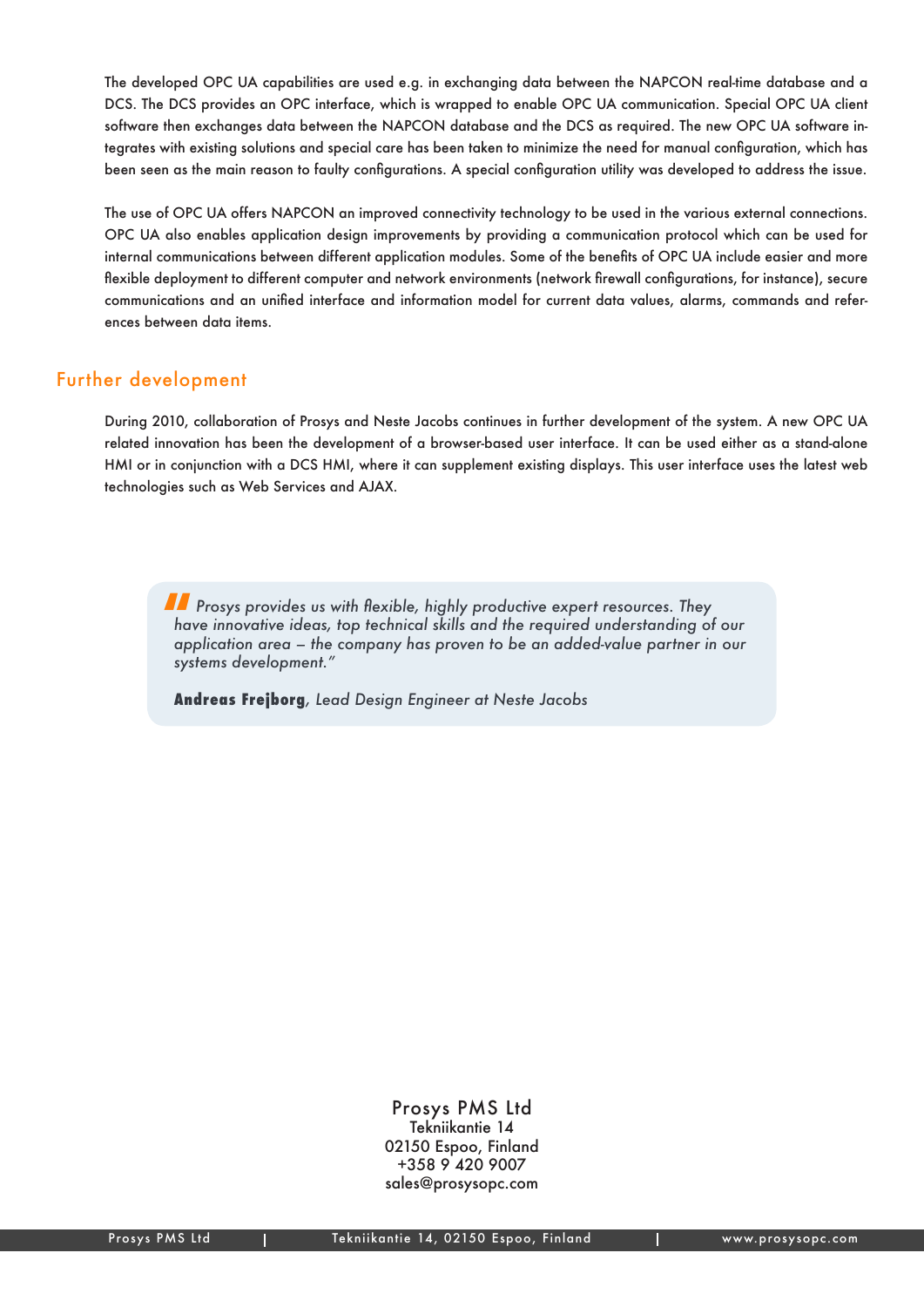The developed OPC UA capabilities are used e.g. in exchanging data between the NAPCON real-time database and a DCS. The DCS provides an OPC interface, which is wrapped to enable OPC UA communication. Special OPC UA client software then exchanges data between the NAPCON database and the DCS as required. The new OPC UA software integrates with existing solutions and special care has been taken to minimize the need for manual configuration, which has been seen as the main reason to faulty configurations. A special configuration utility was developed to address the issue.

The use of OPC UA offers NAPCON an improved connectivity technology to be used in the various external connections. OPC UA also enables application design improvements by providing a communication protocol which can be used for internal communications between different application modules. Some of the benefits of OPC UA include easier and more flexible deployment to different computer and network environments (network firewall configurations, for instance), secure communications and an unified interface and information model for current data values, alarms, commands and references between data items.

## Further development

During 2010, collaboration of Prosys and Neste Jacobs continues in further development of the system. A new OPC UA related innovation has been the development of a browser-based user interface. It can be used either as a stand-alone HMI or in conjunction with a DCS HMI, where it can supplement existing displays. This user interface uses the latest web technologies such as Web Services and AJAX.

> *"Prosys provides us with flexible, highly productive expert resources. They have innovative ideas, top technical skills and the required understanding of our application area – the company has proven to be an added-value partner in our systems development."*
>
> **Andreas Frejborg**, *Lead Design Engineer at Neste Jacobs*

Prosys PMS Ltd
Tekniikantie 14
02150 Espoo, Finland
+358 9 420 9007
sales@prosysopc.com